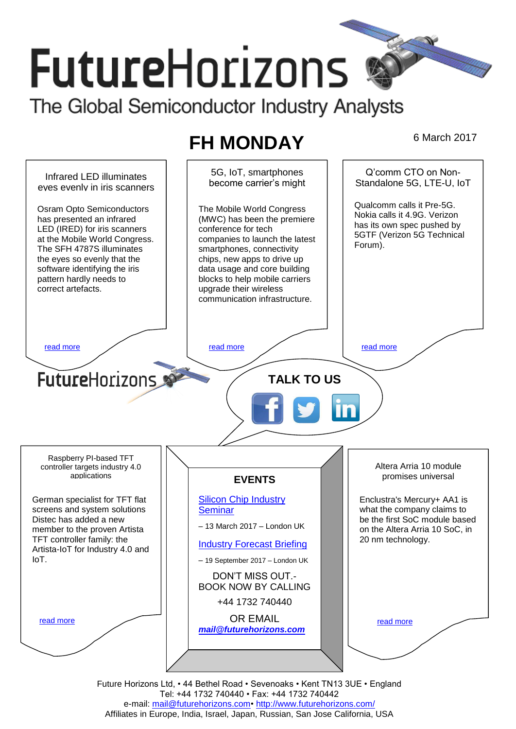# FutureHorizons

The Global Semiconductor Industry Analysts

## FH MONDAY

6 March 2017

### Infrared LED illuminates eyes evenly in iris scanners

Osram Opto Semiconductors has presented an infrared LED (IRED) for iris scanners at the Mobile World Congress. The SFH 4787S illuminates the eyes so evenly that the software identifying the iris pattern hardly needs to correct artefacts.

read more

### 5G, IoT, smartphones become carrier's might

The Mobile World Congress (MWC) has been the premiere conference for tech companies to launch the latest smartphones, connectivity chips, new apps to drive up data usage and core building blocks to help mobile carriers upgrade their wireless communication infrastructure.

read more

### Q'comm CTO on Non-Standalone 5G, LTE-U, IoT

Qualcomm calls it Pre-5G. Nokia calls it 4.9G. Verizon has its own spec pushed by 5GTF (Verizon 5G Technical Forum).

read more

FutureHorizons

**TALK TO US**

### Raspberry PI-based TFT controller targets industry 4.0 applications

German specialist for TFT flat screens and system solutions Distec has added a new member to the proven Artista TFT controller family: the Artista-IoT for Industry 4.0 and IoT.

read more

### EVENTS

Silicon Chip Industry Seminar

– 13 March 2017 – London UK

Industry Forecast Briefing

– 19 September 2017 – London UK

DON'T MISS OUT.- BOOK NOW BY CALLING

+44 1732 740440

OR EMAIL

***mail@futurehorizons.com***

### Altera Arria 10 module promises universal

Enclustra's Mercury+ AA1 is what the company claims to be the first SoC module based on the Altera Arria 10 SoC, in 20 nm technology.

read more

Future Horizons Ltd, • 44 Bethel Road • Sevenoaks • Kent TN13 3UE • England
Tel: +44 1732 740440 • Fax: +44 1732 740442
e-mail: mail@futurehorizons.com• http://www.futurehorizons.com/
Affiliates in Europe, India, Israel, Japan, Russian, San Jose California, USA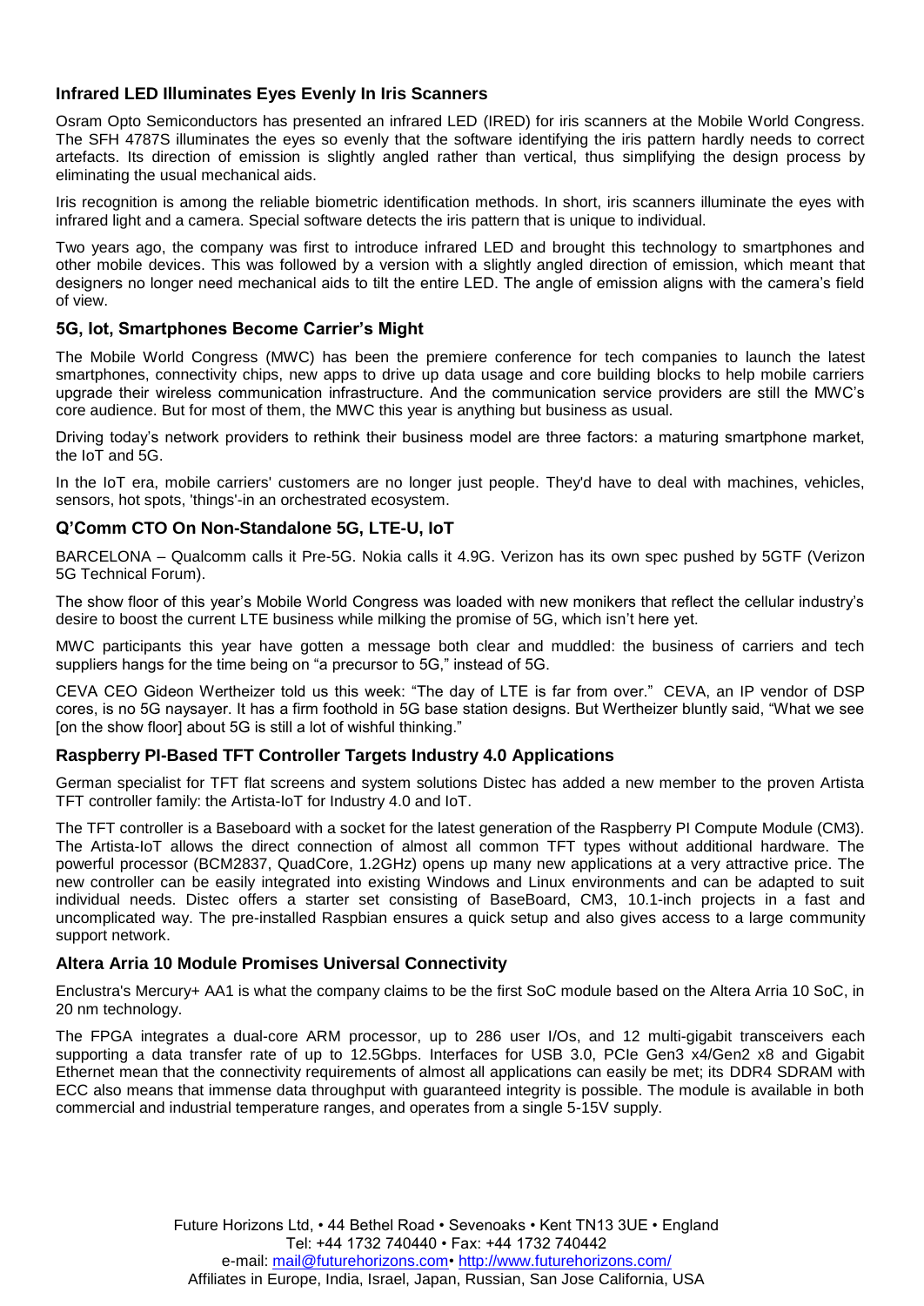### Infrared LED Illuminates Eyes Evenly In Iris Scanners

Osram Opto Semiconductors has presented an infrared LED (IRED) for iris scanners at the Mobile World Congress. The SFH 4787S illuminates the eyes so evenly that the software identifying the iris pattern hardly needs to correct artefacts. Its direction of emission is slightly angled rather than vertical, thus simplifying the design process by eliminating the usual mechanical aids.

Iris recognition is among the reliable biometric identification methods. In short, iris scanners illuminate the eyes with infrared light and a camera. Special software detects the iris pattern that is unique to individual.

Two years ago, the company was first to introduce infrared LED and brought this technology to smartphones and other mobile devices. This was followed by a version with a slightly angled direction of emission, which meant that designers no longer need mechanical aids to tilt the entire LED. The angle of emission aligns with the camera's field of view.

### 5G, Iot, Smartphones Become Carrier's Might

The Mobile World Congress (MWC) has been the premiere conference for tech companies to launch the latest smartphones, connectivity chips, new apps to drive up data usage and core building blocks to help mobile carriers upgrade their wireless communication infrastructure. And the communication service providers are still the MWC's core audience. But for most of them, the MWC this year is anything but business as usual.

Driving today's network providers to rethink their business model are three factors: a maturing smartphone market, the IoT and 5G.

In the IoT era, mobile carriers' customers are no longer just people. They'd have to deal with machines, vehicles, sensors, hot spots, 'things'-in an orchestrated ecosystem.

### Q'Comm CTO On Non-Standalone 5G, LTE-U, IoT

BARCELONA – Qualcomm calls it Pre-5G. Nokia calls it 4.9G. Verizon has its own spec pushed by 5GTF (Verizon 5G Technical Forum).

The show floor of this year's Mobile World Congress was loaded with new monikers that reflect the cellular industry's desire to boost the current LTE business while milking the promise of 5G, which isn't here yet.

MWC participants this year have gotten a message both clear and muddled: the business of carriers and tech suppliers hangs for the time being on "a precursor to 5G," instead of 5G.

CEVA CEO Gideon Wertheizer told us this week: "The day of LTE is far from over." CEVA, an IP vendor of DSP cores, is no 5G naysayer. It has a firm foothold in 5G base station designs. But Wertheizer bluntly said, "What we see [on the show floor] about 5G is still a lot of wishful thinking."

### Raspberry PI-Based TFT Controller Targets Industry 4.0 Applications

German specialist for TFT flat screens and system solutions Distec has added a new member to the proven Artista TFT controller family: the Artista-IoT for Industry 4.0 and IoT.

The TFT controller is a Baseboard with a socket for the latest generation of the Raspberry PI Compute Module (CM3). The Artista-IoT allows the direct connection of almost all common TFT types without additional hardware. The powerful processor (BCM2837, QuadCore, 1.2GHz) opens up many new applications at a very attractive price. The new controller can be easily integrated into existing Windows and Linux environments and can be adapted to suit individual needs. Distec offers a starter set consisting of BaseBoard, CM3, 10.1-inch projects in a fast and uncomplicated way. The pre-installed Raspbian ensures a quick setup and also gives access to a large community support network.

### Altera Arria 10 Module Promises Universal Connectivity

Enclustra's Mercury+ AA1 is what the company claims to be the first SoC module based on the Altera Arria 10 SoC, in 20 nm technology.

The FPGA integrates a dual-core ARM processor, up to 286 user I/Os, and 12 multi-gigabit transceivers each supporting a data transfer rate of up to 12.5Gbps. Interfaces for USB 3.0, PCIe Gen3 x4/Gen2 x8 and Gigabit Ethernet mean that the connectivity requirements of almost all applications can easily be met; its DDR4 SDRAM with ECC also means that immense data throughput with guaranteed integrity is possible. The module is available in both commercial and industrial temperature ranges, and operates from a single 5-15V supply.

Future Horizons Ltd, • 44 Bethel Road • Sevenoaks • Kent TN13 3UE • England
Tel: +44 1732 740440 • Fax: +44 1732 740442
e-mail: mail@futurehorizons.com• http://www.futurehorizons.com/
Affiliates in Europe, India, Israel, Japan, Russian, San Jose California, USA